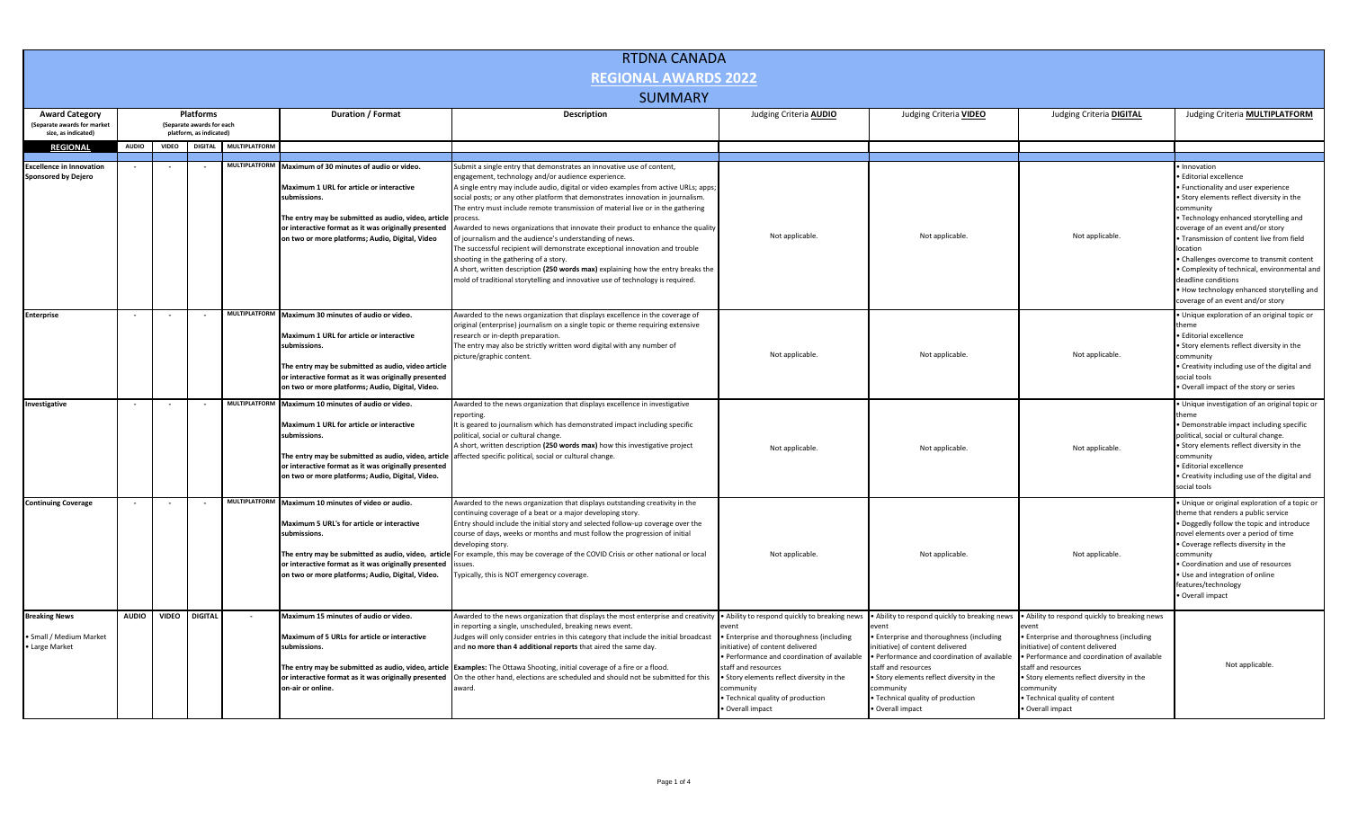# RTDNA CANADA

## REGIONAL AWARDS 2022

### SUMMARY

| Award Category (Separate awards for market size, as indicated) | Platforms (Separate awards for each platform, as indicated) | | | | Duration / Format | Description | Judging Criteria **AUDIO** | Judging Criteria **VIDEO** | Judging Criteria **DIGITAL** | Judging Criteria **MULTIPLATFORM** |
|---|---|---|---|---|---|---|---|---|---|---|
| **REGIONAL** | **AUDIO** | **VIDEO** | **DIGITAL** | **MULTIPLATFORM** | | | | | | |
| **Excellence in Innovation Sponsored by Dejero** | - | - | - | MULTIPLATFORM | Maximum of 30 minutes of audio or video.<br><br>**Maximum 1 URL for article or interactive submissions.**<br><br>**The entry may be submitted as audio, video, article or interactive format as it was originally presented on two or more platforms; Audio, Digital, Video** | Submit a single entry that demonstrates an innovative use of content, engagement, technology and/or audience experience.<br>A single entry may include audio, digital or video examples from active URLs; apps; social posts; or any other platform that demonstrates innovation in journalism.<br>The entry must include remote transmission of material live or in the gathering process.<br>Awarded to news organizations that innovate their product to enhance the quality of journalism and the audience's understanding of news.<br>The successful recipient will demonstrate exceptional innovation and trouble shooting in the gathering of a story.<br>A short, written description **(250 words max)** explaining how the entry breaks the mold of traditional storytelling and innovative use of technology is required. | Not applicable. | Not applicable. | Not applicable. | • Innovation<br>• Editorial excellence<br>• Functionality and user experience<br>• Story elements reflect diversity in the community<br>• Technology enhanced storytelling and coverage of an event and/or story<br>• Transmission of content live from field location<br>• Challenges overcome to transmit content<br>• Complexity of technical, environmental and deadline conditions<br>• How technology enhanced storytelling and coverage of an event and/or story |
| **Enterprise** | - | - | - | MULTIPLATFORM | Maximum 30 minutes of audio or video.<br><br>**Maximum 1 URL for article or interactive submissions.**<br><br>**The entry may be submitted as audio, video article or interactive format as it was originally presented on two or more platforms; Audio, Digital, Video.** | Awarded to the news organization that displays excellence in the coverage of original (enterprise) journalism on a single topic or theme requiring extensive research or in-depth preparation.<br>The entry may also be strictly written word digital with any number of picture/graphic content. | Not applicable. | Not applicable. | Not applicable. | • Unique exploration of an original topic or theme<br>• Editorial excellence<br>• Story elements reflect diversity in the community<br>• Creativity including use of the digital and social tools<br>• Overall impact of the story or series |
| **Investigative** | - | - | - | MULTIPLATFORM | Maximum 10 minutes of audio or video.<br><br>**Maximum 1 URL for article or interactive submissions.**<br><br>**The entry may be submitted as audio, video, article or interactive format as it was originally presented on two or more platforms; Audio, Digital, Video.** | Awarded to the news organization that displays excellence in investigative reporting.<br>It is geared to journalism which has demonstrated impact including specific political, social or cultural change.<br>A short, written description **(250 words max)** how this investigative project affected specific political, social or cultural change. | Not applicable. | Not applicable. | Not applicable. | • Unique investigation of an original topic or theme<br>• Demonstrable impact including specific political, social or cultural change.<br>• Story elements reflect diversity in the community<br>• Editorial excellence<br>• Creativity including use of the digital and social tools |
| **Continuing Coverage** | - | - | - | MULTIPLATFORM | Maximum 10 minutes of video or audio.<br><br>**Maximum 5 URL's for article or interactive submissions.**<br><br>**The entry may be submitted as audio, video, article or interactive format as it was originally presented on two or more platforms; Audio, Digital, Video.** | Awarded to the news organization that displays outstanding creativity in the continuing coverage of a beat or a major developing story.<br>Entry should include the initial story and selected follow-up coverage over the course of days, weeks or months and must follow the progression of initial developing story.<br>For example, this may be coverage of the COVID Crisis or other national or local issues.<br>Typically, this is NOT emergency coverage. | Not applicable. | Not applicable. | Not applicable. | • Unique or original exploration of a topic or theme that renders a public service<br>• Doggedly follow the topic and introduce novel elements over a period of time<br>• Coverage reflects diversity in the community<br>• Coordination and use of resources<br>• Use and integration of online features/technology<br>• Overall impact |
| **Breaking News**<br><br>• Small / Medium Market<br>• Large Market | AUDIO | VIDEO | DIGITAL | - | Maximum 15 minutes of audio or video.<br><br>**Maximum of 5 URLs for article or interactive submissions.**<br><br>**The entry may be submitted as audio, video, article or interactive format as it was originally presented on-air or online.** | Awarded to the news organization that displays the most enterprise and creativity in reporting a single, unscheduled, breaking news event.<br>Judges will only consider entries in this category that include the initial broadcast and **no more than 4 additional reports** that aired the same day.<br><br>**Examples:** The Ottawa Shooting, initial coverage of a fire or a flood.<br>On the other hand, elections are scheduled and should not be submitted for this award. | • Ability to respond quickly to breaking news event<br>• Enterprise and thoroughness (including initiative) of content delivered<br>• Performance and coordination of available staff and resources<br>• Story elements reflect diversity in the community<br>• Technical quality of production<br>• Overall impact | • Ability to respond quickly to breaking news event<br>• Enterprise and thoroughness (including initiative) of content delivered<br>• Performance and coordination of available staff and resources<br>• Story elements reflect diversity in the community<br>• Technical quality of production<br>• Overall impact | • Ability to respond quickly to breaking news event<br>• Enterprise and thoroughness (including initiative) of content delivered<br>• Performance and coordination of available staff and resources<br>• Story elements reflect diversity in the community<br>• Technical quality of content<br>• Overall impact | Not applicable. |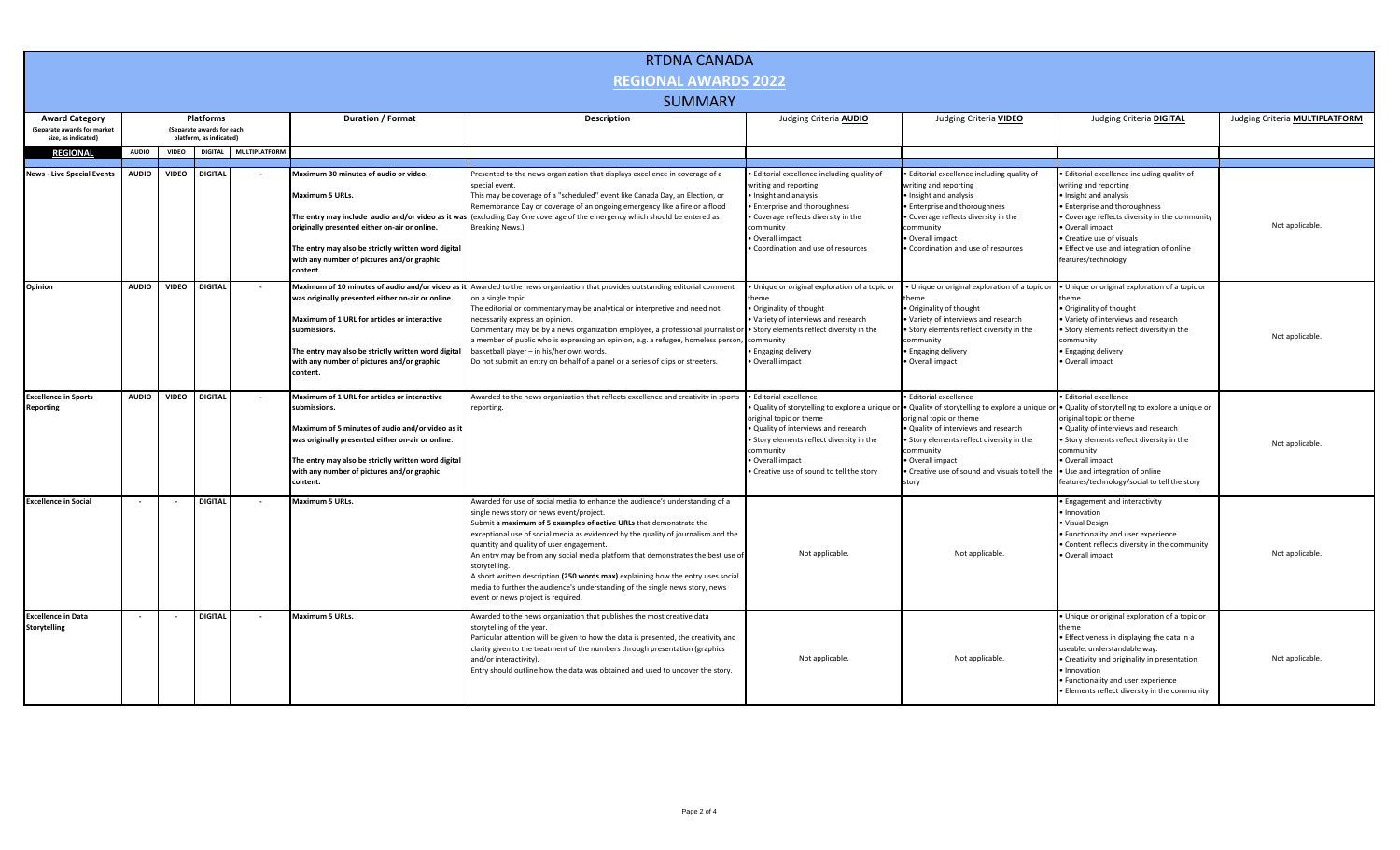# RTDNA CANADA

## REGIONAL AWARDS 2022

### SUMMARY

| Award Category (Separate awards for market size, as indicated) | Platforms (Separate awards for each platform, as indicated) | | | | Duration / Format | Description | Judging Criteria **AUDIO** | Judging Criteria **VIDEO** | Judging Criteria **DIGITAL** | Judging Criteria **MULTIPLATFORM** |
|---|---|---|---|---|---|---|---|---|---|---|
| **REGIONAL** | **AUDIO** | **VIDEO** | **DIGITAL** | **MULTIPLATFORM** | | | | | | |
| **News - Live Special Events** | **AUDIO** | **VIDEO** | **DIGITAL** | - | **Maximum 30 minutes of audio or video.**<br><br>**Maximum 5 URLs.**<br><br>**The entry may include audio and/or video as it was originally presented either on-air or online.**<br><br>**The entry may also be strictly written word digital with any number of pictures and/or graphic content.** | Presented to the news organization that displays excellence in coverage of a special event.<br>This may be coverage of a "scheduled" event like Canada Day, an Election, or Remembrance Day or coverage of an ongoing emergency like a fire or a flood (excluding Day One coverage of the emergency which should be entered as Breaking News.) | • Editorial excellence including quality of writing and reporting<br>• Insight and analysis<br>• Enterprise and thoroughness<br>• Coverage reflects diversity in the community<br>• Overall impact<br>• Coordination and use of resources | • Editorial excellence including quality of writing and reporting<br>• Insight and analysis<br>• Enterprise and thoroughness<br>• Coverage reflects diversity in the community<br>• Overall impact<br>• Coordination and use of resources | • Editorial excellence including quality of writing and reporting<br>• Insight and analysis<br>• Enterprise and thoroughness<br>• Coverage reflects diversity in the community<br>• Overall impact<br>• Creative use of visuals<br>• Effective use and integration of online features/technology | Not applicable. |
| **Opinion** | **AUDIO** | **VIDEO** | **DIGITAL** | - | **Maximum of 10 minutes of audio and/or video as it was originally presented either on-air or online.**<br><br>**Maximum of 1 URL for articles or interactive submissions.**<br><br>**The entry may also be strictly written word digital with any number of pictures and/or graphic content.** | Awarded to the news organization that provides outstanding editorial comment on a single topic.<br>The editorial or commentary may be analytical or interpretive and need not necessarily express an opinion.<br>Commentary may be by a news organization employee, a professional journalist or a member of public who is expressing an opinion, e.g. a refugee, homeless person, basketball player – in his/her own words.<br>Do not submit an entry on behalf of a panel or a series of clips or streeters. | • Unique or original exploration of a topic or theme<br>• Originality of thought<br>• Variety of interviews and research<br>• Story elements reflect diversity in the community<br>• Engaging delivery<br>• Overall impact | • Unique or original exploration of a topic or theme<br>• Originality of thought<br>• Variety of interviews and research<br>• Story elements reflect diversity in the community<br>• Engaging delivery<br>• Overall impact | • Unique or original exploration of a topic or theme<br>• Originality of thought<br>• Variety of interviews and research<br>• Story elements reflect diversity in the community<br>• Engaging delivery<br>• Overall impact | Not applicable. |
| **Excellence in Sports Reporting** | **AUDIO** | **VIDEO** | **DIGITAL** | - | **Maximum of 1 URL for articles or interactive submissions.**<br><br>**Maximum of 5 minutes of audio and/or video as it was originally presented either on-air or online.**<br><br>**The entry may also be strictly written word digital with any number of pictures and/or graphic content.** | Awarded to the news organization that reflects excellence and creativity in sports reporting. | • Editorial excellence<br>• Quality of storytelling to explore a unique or original topic or theme<br>• Quality of interviews and research<br>• Story elements reflect diversity in the community<br>• Overall impact<br>• Creative use of sound to tell the story | • Editorial excellence<br>• Quality of storytelling to explore a unique or original topic or theme<br>• Quality of interviews and research<br>• Story elements reflect diversity in the community<br>• Overall impact<br>• Creative use of sound and visuals to tell the story | • Editorial excellence<br>• Quality of storytelling to explore a unique or original topic or theme<br>• Quality of interviews and research<br>• Story elements reflect diversity in the community<br>• Overall impact<br>• Use and integration of online features/technology/social to tell the story | Not applicable. |
| **Excellence in Social** | - | - | **DIGITAL** | - | **Maximum 5 URLs.** | Awarded for use of social media to enhance the audience's understanding of a single news story or news event/project.<br>Submit **a maximum of 5 examples of active URLs** that demonstrate the exceptional use of social media as evidenced by the quality of journalism and the quantity and quality of user engagement.<br>An entry may be from any social media platform that demonstrates the best use of storytelling.<br>A short written description **(250 words max)** explaining how the entry uses social media to further the audience's understanding of the single news story, news event or news project is required. | Not applicable. | Not applicable. | • Engagement and interactivity<br>• Innovation<br>• Visual Design<br>• Functionality and user experience<br>• Content reflects diversity in the community<br>• Overall impact | Not applicable. |
| **Excellence in Data Storytelling** | - | - | **DIGITAL** | - | **Maximum 5 URLs.** | Awarded to the news organization that publishes the most creative data storytelling of the year.<br>Particular attention will be given to how the data is presented, the creativity and clarity given to the treatment of the numbers through presentation (graphics and/or interactivity).<br>Entry should outline how the data was obtained and used to uncover the story. | Not applicable. | Not applicable. | • Unique or original exploration of a topic or theme<br>• Effectiveness in displaying the data in a useable, understandable way.<br>• Creativity and originality in presentation<br>• Innovation<br>• Functionality and user experience<br>• Elements reflect diversity in the community | Not applicable. |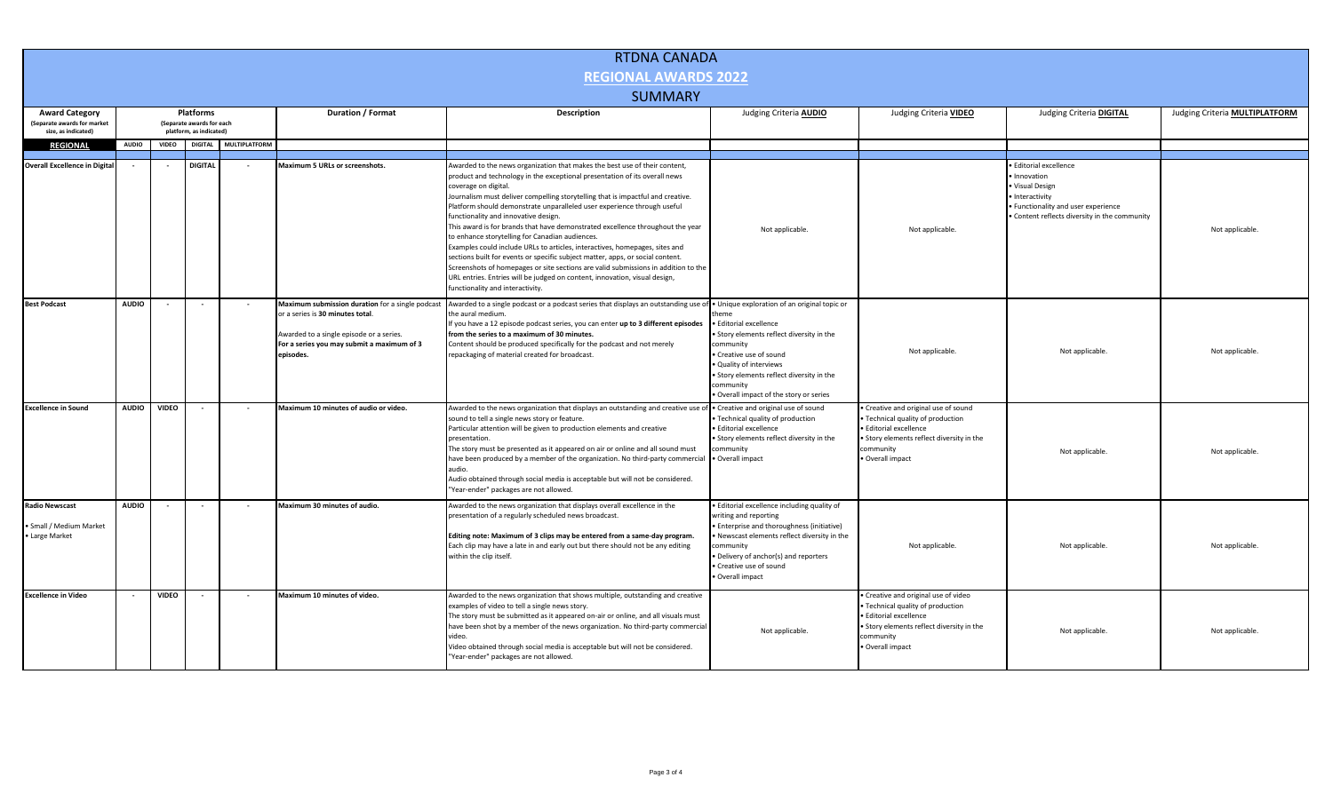# RTDNA CANADA

## REGIONAL AWARDS 2022

### SUMMARY

| Award Category (Separate awards for market size, as indicated) | Platforms (Separate awards for each platform, as indicated) | | | | Duration / Format | Description | Judging Criteria **AUDIO** | Judging Criteria **VIDEO** | Judging Criteria **DIGITAL** | Judging Criteria **MULTIPLATFORM** |
|---|---|---|---|---|---|---|---|---|---|---|
| **REGIONAL** | **AUDIO** | **VIDEO** | **DIGITAL** | **MULTIPLATFORM** | | | | | | |
| **Overall Excellence in Digital** | - | - | **DIGITAL** | - | **Maximum 5 URLs or screenshots.** | Awarded to the news organization that makes the best use of their content, product and technology in the exceptional presentation of its overall news coverage on digital. Journalism must deliver compelling storytelling that is impactful and creative. Platform should demonstrate unparalleled user experience through useful functionality and innovative design. This award is for brands that have demonstrated excellence throughout the year to enhance storytelling for Canadian audiences. Examples could include URLs to articles, interactives, homepages, sites and sections built for events or specific subject matter, apps, or social content. Screenshots of homepages or site sections are valid submissions in addition to the URL entries. Entries will be judged on content, innovation, visual design, functionality and interactivity. | Not applicable. | Not applicable. | • Editorial excellence<br>• Innovation<br>• Visual Design<br>• Interactivity<br>• Functionality and user experience<br>• Content reflects diversity in the community | Not applicable. |
| **Best Podcast** | **AUDIO** | - | - | - | **Maximum submission duration** for a single podcast or a series is **30 minutes total**.<br><br>Awarded to a single episode or a series.<br>**For a series you may submit a maximum of 3 episodes.** | Awarded to a single podcast or a podcast series that displays an outstanding use of the aural medium.<br>If you have a 12 episode podcast series, you can enter **up to 3 different episodes from the series to a maximum of 30 minutes.**<br>Content should be produced specifically for the podcast and not merely repackaging of material created for broadcast. | • Unique exploration of an original topic or theme<br>• Editorial excellence<br>• Story elements reflect diversity in the community<br>• Creative use of sound<br>• Quality of interviews<br>• Story elements reflect diversity in the community<br>• Overall impact of the story or series | Not applicable. | Not applicable. | Not applicable. |
| **Excellence in Sound** | **AUDIO** | **VIDEO** | - | - | **Maximum 10 minutes of audio or video.** | Awarded to the news organization that displays an outstanding and creative use of sound to tell a single news story or feature.<br>Particular attention will be given to production elements and creative presentation.<br>The story must be presented as it appeared on air or online and all sound must have been produced by a member of the organization. No third-party commercial audio.<br>Audio obtained through social media is acceptable but will not be considered.<br>"Year-ender" packages are not allowed. | • Creative and original use of sound<br>• Technical quality of production<br>• Editorial excellence<br>• Story elements reflect diversity in the community<br>• Overall impact | • Creative and original use of sound<br>• Technical quality of production<br>• Editorial excellence<br>• Story elements reflect diversity in the community<br>• Overall impact | Not applicable. | Not applicable. |
| **Radio Newscast**<br><br>• Small / Medium Market<br>• Large Market | **AUDIO** | - | - | - | **Maximum 30 minutes of audio.** | Awarded to the news organization that displays overall excellence in the presentation of a regularly scheduled news broadcast.<br><br>**Editing note: Maximum of 3 clips may be entered from a same-day program.**<br>Each clip may have a late in and early out but there should not be any editing within the clip itself. | • Editorial excellence including quality of writing and reporting<br>• Enterprise and thoroughness (initiative)<br>• Newscast elements reflect diversity in the community<br>• Delivery of anchor(s) and reporters<br>• Creative use of sound<br>• Overall impact | Not applicable. | Not applicable. | Not applicable. |
| **Excellence in Video** | - | **VIDEO** | - | - | **Maximum 10 minutes of video.** | Awarded to the news organization that shows multiple, outstanding and creative examples of video to tell a single news story.<br>The story must be submitted as it appeared on-air or online, and all visuals must have been shot by a member of the news organization. No third-party commercial video.<br>Video obtained through social media is acceptable but will not be considered.<br>"Year-ender" packages are not allowed. | Not applicable. | • Creative and original use of video<br>• Technical quality of production<br>• Editorial excellence<br>• Story elements reflect diversity in the community<br>• Overall impact | Not applicable. | Not applicable. |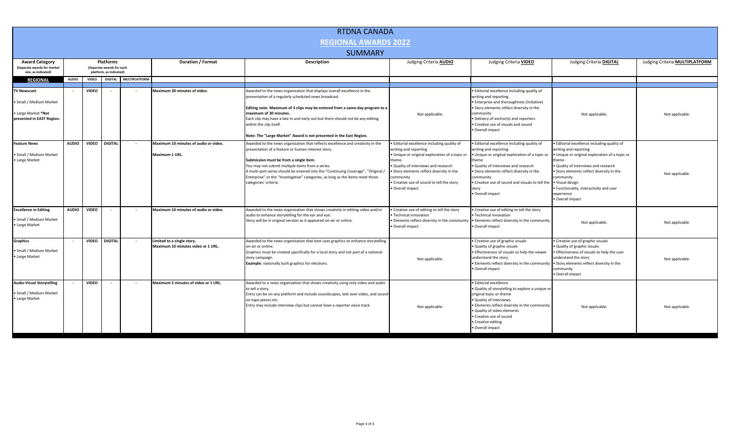# RTDNA CANADA

## REGIONAL AWARDS 2022

### SUMMARY

| Award Category (Separate awards for market size, as indicated) | Platforms (Separate awards for each platform, as indicated) | | | | Duration / Format | Description | Judging Criteria **AUDIO** | Judging Criteria **VIDEO** | Judging Criteria **DIGITAL** | Judging Criteria **MULTIPLATFORM** |
|---|---|---|---|---|---|---|---|---|---|---|
| **REGIONAL** | **AUDIO** | **VIDEO** | **DIGITAL** | **MULTIPLATFORM** | | | | | | |
| **TV Newscast**<br>• Small / Medium Market<br>• Large Market **\*Not presented in EAST Region.** | - | **VIDEO** | - | - | **Maximum 30 minutes of video.** | Awarded to the news organization that displays overall excellence in the presentation of a regularly scheduled news broadcast.<br>**Editing note: Maximum of 3 clips may be entered from a same-day program to a maximum of 30 minutes.**<br>Each clip may have a late in and early out but there should not be any editing within the clip itself.<br>**Note: The "Large Market" Award is not presented in the East Region.** | Not applicable. | • Editorial excellence including quality of writing and reporting<br>• Enterprise and thoroughness (initiative)<br>• Story elements reflect diversity in the community<br>• Delivery of anchor(s) and reporters<br>• Creative use of visuals and sound<br>• Overall impact | Not applicable. | Not applicable. |
| **Feature News**<br>• Small / Medium Market<br>• Large Market | **AUDIO** | **VIDEO** | **DIGITAL** | - | **Maximum 10 minutes of audio or video.**<br>**Maximum 1 URL.** | Awarded to the news organization that reflects excellence and creativity in the presentation of a feature or human-interest story.<br>**Submission must be from a single item.**<br>You may not submit multiple items from a series.<br>A multi-part series should be entered into the "Continuing Coverage", "Original / Enterprise" or the "Investigative" categories, as long as the items meet those categories' criteria. | • Editorial excellence including quality of writing and reporting<br>• Unique or original exploration of a topic or theme<br>• Quality of interviews and research<br>• Story elements reflect diversity in the community<br>• Creative use of sound to tell the story<br>• Overall impact | • Editorial excellence including quality of writing and reporting<br>• Unique or original exploration of a topic or theme<br>• Quality of interviews and research<br>• Story elements reflect diversity in the community<br>• Creative use of sound and visuals to tell the story<br>• Overall impact | • Editorial excellence including quality of writing and reporting<br>• Unique or original exploration of a topic or theme<br>• Quality of interviews and research<br>• Story elements reflect diversity in the community<br>• Visual design<br>• Functionality, interactivity and user experience<br>• Overall impact | Not applicable. |
| **Excellence in Editing**<br>• Small / Medium Market<br>• Large Market | **AUDIO** | **VIDEO** | - | - | **Maximum 10 minutes of audio or video.** | Awarded to the news organization that shows creativity in editing video and/or audio to enhance storytelling for the ear and eye.<br>Story will be in original version as it appeared on-air or online. | • Creative use of editing to tell the story<br>• Technical innovation<br>• Elements reflect diversity in the community<br>• Overall impact | • Creative use of editing to tell the story<br>• Technical innovation<br>• Elements reflect diversity in the community<br>• Overall impact | Not applicable. | Not applicable. |
| **Graphics**<br>• Small / Medium Market<br>• Large Market | - | **VIDEO** | **DIGITAL** | - | **Limited to a single story.**<br>**Maximum 10 minutes video or 1 URL.** | Awarded to the news organization that best uses graphics to enhance storytelling on-air or online.<br>Graphics must be created specifically for a local story and not part of a national story campaign.<br>**Example:** nationally built graphics for elections. | Not applicable. | • Creative use of graphic visuals<br>• Quality of graphic visuals<br>• Effectiveness of visuals to help the viewer understand the story<br>• Elements reflect diversity in the community<br>• Overall impact | • Creative use of graphic visuals<br>• Quality of graphic visuals<br>• Effectiveness of visuals to help the user understand the story<br>• Story elements reflect diversity in the community<br>• Overall impact | Not applicable. |
| **Audio-Visual Storytelling**<br>• Small / Medium Market<br>• Large Market | - | **VIDEO** | - | - | **Maximum 5 minutes of video or 1 URL.** | Awarded to a news organization that shows creativity using only video and audio to tell a story.<br>Entry can be on any platform and include soundscapes, text over video, and sound-on-tape pieces etc.<br>Entry may include interview clips but cannot have a reporter voice track. | Not applicable. | • Editorial excellence<br>• Quality of storytelling to explore a unique or original topic or theme<br>• Quality of interviews<br>• Elements reflect diversity in the community<br>• Quality of video elements<br>• Creative use of sound<br>• Creative editing<br>• Overall impact | Not applicable. | Not applicable. |